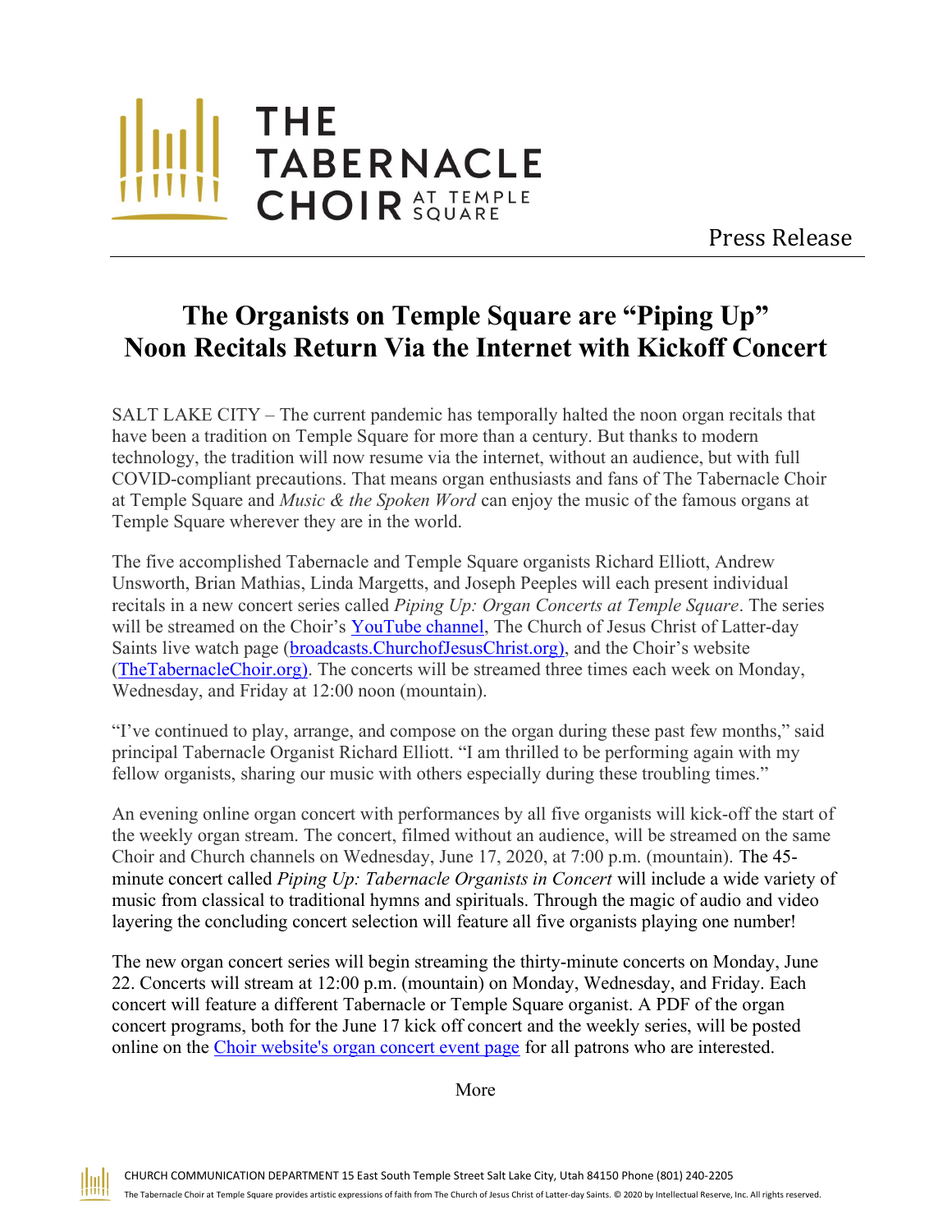THE TABERNACLE CHOIR AT TEMPLE SQUARE

Press Release

# The Organists on Temple Square are "Piping Up" Noon Recitals Return Via the Internet with Kickoff Concert

SALT LAKE CITY – The current pandemic has temporally halted the noon organ recitals that have been a tradition on Temple Square for more than a century. But thanks to modern technology, the tradition will now resume via the internet, without an audience, but with full COVID-compliant precautions. That means organ enthusiasts and fans of The Tabernacle Choir at Temple Square and *Music & the Spoken Word* can enjoy the music of the famous organs at Temple Square wherever they are in the world.

The five accomplished Tabernacle and Temple Square organists Richard Elliott, Andrew Unsworth, Brian Mathias, Linda Margetts, and Joseph Peeples will each present individual recitals in a new concert series called *Piping Up: Organ Concerts at Temple Square*. The series will be streamed on the Choir's YouTube channel, The Church of Jesus Christ of Latter-day Saints live watch page (broadcasts.ChurchofJesusChrist.org), and the Choir's website (TheTabernacleChoir.org). The concerts will be streamed three times each week on Monday, Wednesday, and Friday at 12:00 noon (mountain).

"I've continued to play, arrange, and compose on the organ during these past few months," said principal Tabernacle Organist Richard Elliott. "I am thrilled to be performing again with my fellow organists, sharing our music with others especially during these troubling times."

An evening online organ concert with performances by all five organists will kick-off the start of the weekly organ stream. The concert, filmed without an audience, will be streamed on the same Choir and Church channels on Wednesday, June 17, 2020, at 7:00 p.m. (mountain). The 45-minute concert called *Piping Up: Tabernacle Organists in Concert* will include a wide variety of music from classical to traditional hymns and spirituals. Through the magic of audio and video layering the concluding concert selection will feature all five organists playing one number!

The new organ concert series will begin streaming the thirty-minute concerts on Monday, June 22. Concerts will stream at 12:00 p.m. (mountain) on Monday, Wednesday, and Friday. Each concert will feature a different Tabernacle or Temple Square organist. A PDF of the organ concert programs, both for the June 17 kick off concert and the weekly series, will be posted online on the Choir website's organ concert event page for all patrons who are interested.

More

CHURCH COMMUNICATION DEPARTMENT 15 East South Temple Street Salt Lake City, Utah 84150 Phone (801) 240-2205

The Tabernacle Choir at Temple Square provides artistic expressions of faith from The Church of Jesus Christ of Latter-day Saints. © 2020 by Intellectual Reserve, Inc. All rights reserved.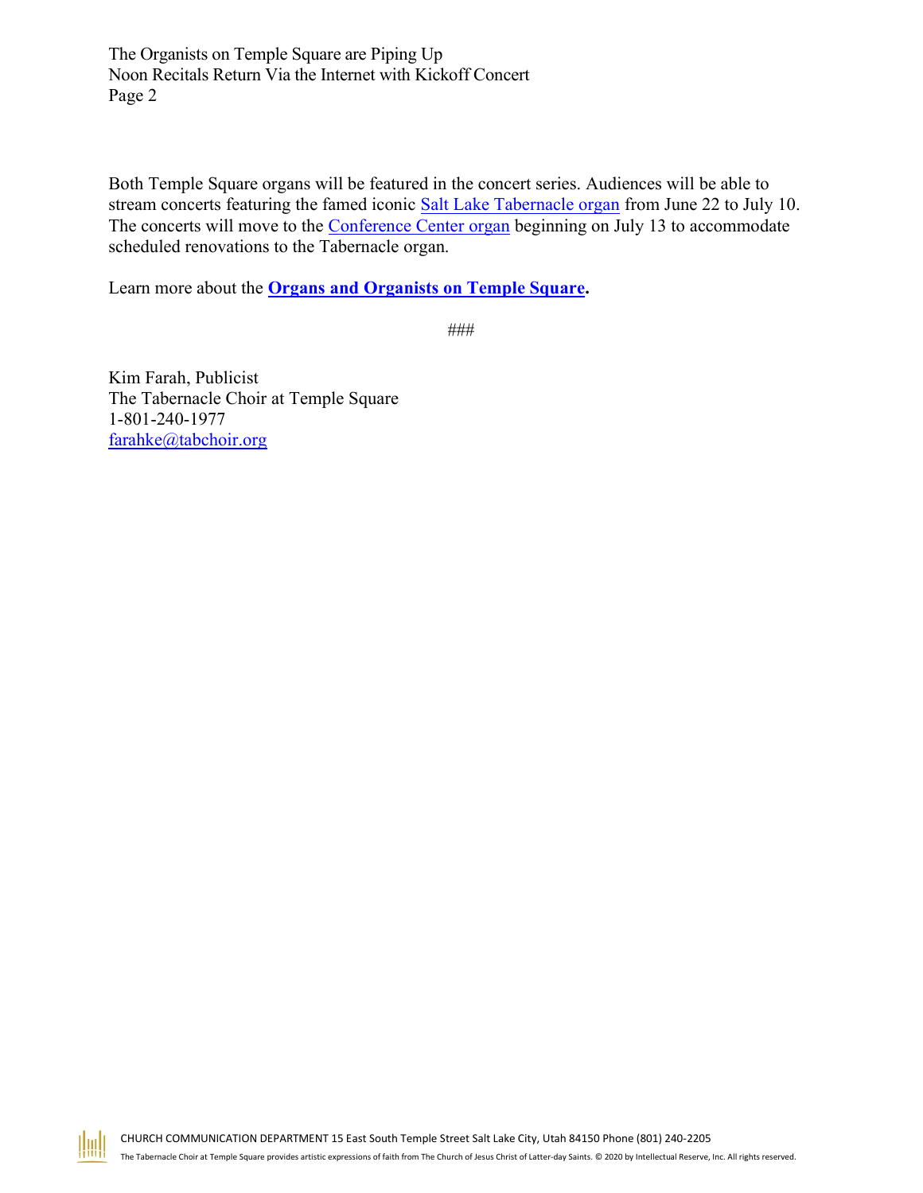Both Temple Square organs will be featured in the concert series. Audiences will be able to stream concerts featuring the famed iconic Salt Lake Tabernacle organ from June 22 to July 10. The concerts will move to the Conference Center organ beginning on July 13 to accommodate scheduled renovations to the Tabernacle organ.

Learn more about the **Organs and Organists on Temple Square.**

###

Kim Farah, Publicist
The Tabernacle Choir at Temple Square
1-801-240-1977
farahke@tabchoir.org